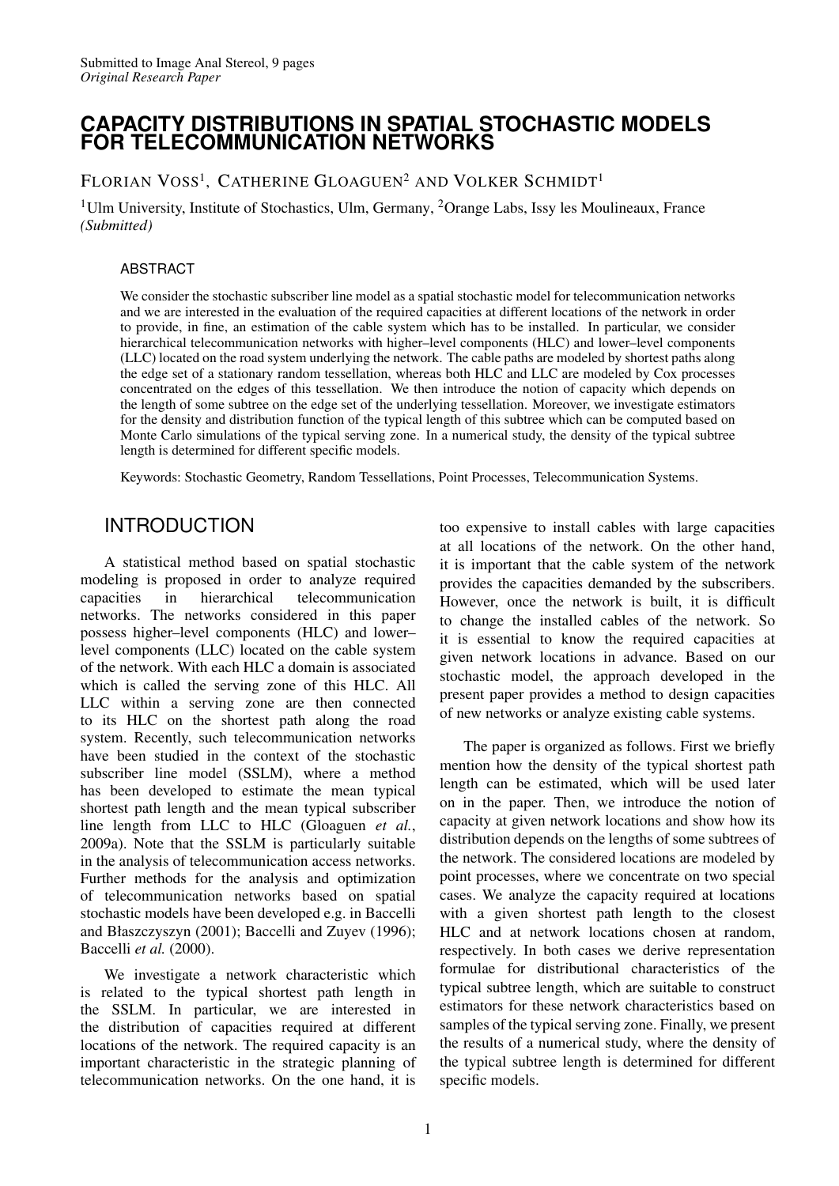Submitted to Image Anal Stereol, 9 pages
*Original Research Paper*

# CAPACITY DISTRIBUTIONS IN SPATIAL STOCHASTIC MODELS FOR TELECOMMUNICATION NETWORKS

FLORIAN VOSS[1], CATHERINE GLOAGUEN[2] AND VOLKER SCHMIDT[1]

[1]Ulm University, Institute of Stochastics, Ulm, Germany, [2]Orange Labs, Issy les Moulineaux, France
*(Submitted)*

## ABSTRACT

We consider the stochastic subscriber line model as a spatial stochastic model for telecommunication networks and we are interested in the evaluation of the required capacities at different locations of the network in order to provide, in fine, an estimation of the cable system which has to be installed. In particular, we consider hierarchical telecommunication networks with higher–level components (HLC) and lower–level components (LLC) located on the road system underlying the network. The cable paths are modeled by shortest paths along the edge set of a stationary random tessellation, whereas both HLC and LLC are modeled by Cox processes concentrated on the edges of this tessellation. We then introduce the notion of capacity which depends on the length of some subtree on the edge set of the underlying tessellation. Moreover, we investigate estimators for the density and distribution function of the typical length of this subtree which can be computed based on Monte Carlo simulations of the typical serving zone. In a numerical study, the density of the typical subtree length is determined for different specific models.

Keywords: Stochastic Geometry, Random Tessellations, Point Processes, Telecommunication Systems.

## INTRODUCTION

A statistical method based on spatial stochastic modeling is proposed in order to analyze required capacities in hierarchical telecommunication networks. The networks considered in this paper possess higher–level components (HLC) and lower–level components (LLC) located on the cable system of the network. With each HLC a domain is associated which is called the serving zone of this HLC. All LLC within a serving zone are then connected to its HLC on the shortest path along the road system. Recently, such telecommunication networks have been studied in the context of the stochastic subscriber line model (SSLM), where a method has been developed to estimate the mean typical shortest path length and the mean typical subscriber line length from LLC to HLC (Gloaguen *et al.*, 2009a). Note that the SSLM is particularly suitable in the analysis of telecommunication access networks. Further methods for the analysis and optimization of telecommunication networks based on spatial stochastic models have been developed e.g. in Baccelli and Błaszczyszyn (2001); Baccelli and Zuyev (1996); Baccelli *et al.* (2000).

We investigate a network characteristic which is related to the typical shortest path length in the SSLM. In particular, we are interested in the distribution of capacities required at different locations of the network. The required capacity is an important characteristic in the strategic planning of telecommunication networks. On the one hand, it is too expensive to install cables with large capacities at all locations of the network. On the other hand, it is important that the cable system of the network provides the capacities demanded by the subscribers. However, once the network is built, it is difficult to change the installed cables of the network. So it is essential to know the required capacities at given network locations in advance. Based on our stochastic model, the approach developed in the present paper provides a method to design capacities of new networks or analyze existing cable systems.

The paper is organized as follows. First we briefly mention how the density of the typical shortest path length can be estimated, which will be used later on in the paper. Then, we introduce the notion of capacity at given network locations and show how its distribution depends on the lengths of some subtrees of the network. The considered locations are modeled by point processes, where we concentrate on two special cases. We analyze the capacity required at locations with a given shortest path length to the closest HLC and at network locations chosen at random, respectively. In both cases we derive representation formulae for distributional characteristics of the typical subtree length, which are suitable to construct estimators for these network characteristics based on samples of the typical serving zone. Finally, we present the results of a numerical study, where the density of the typical subtree length is determined for different specific models.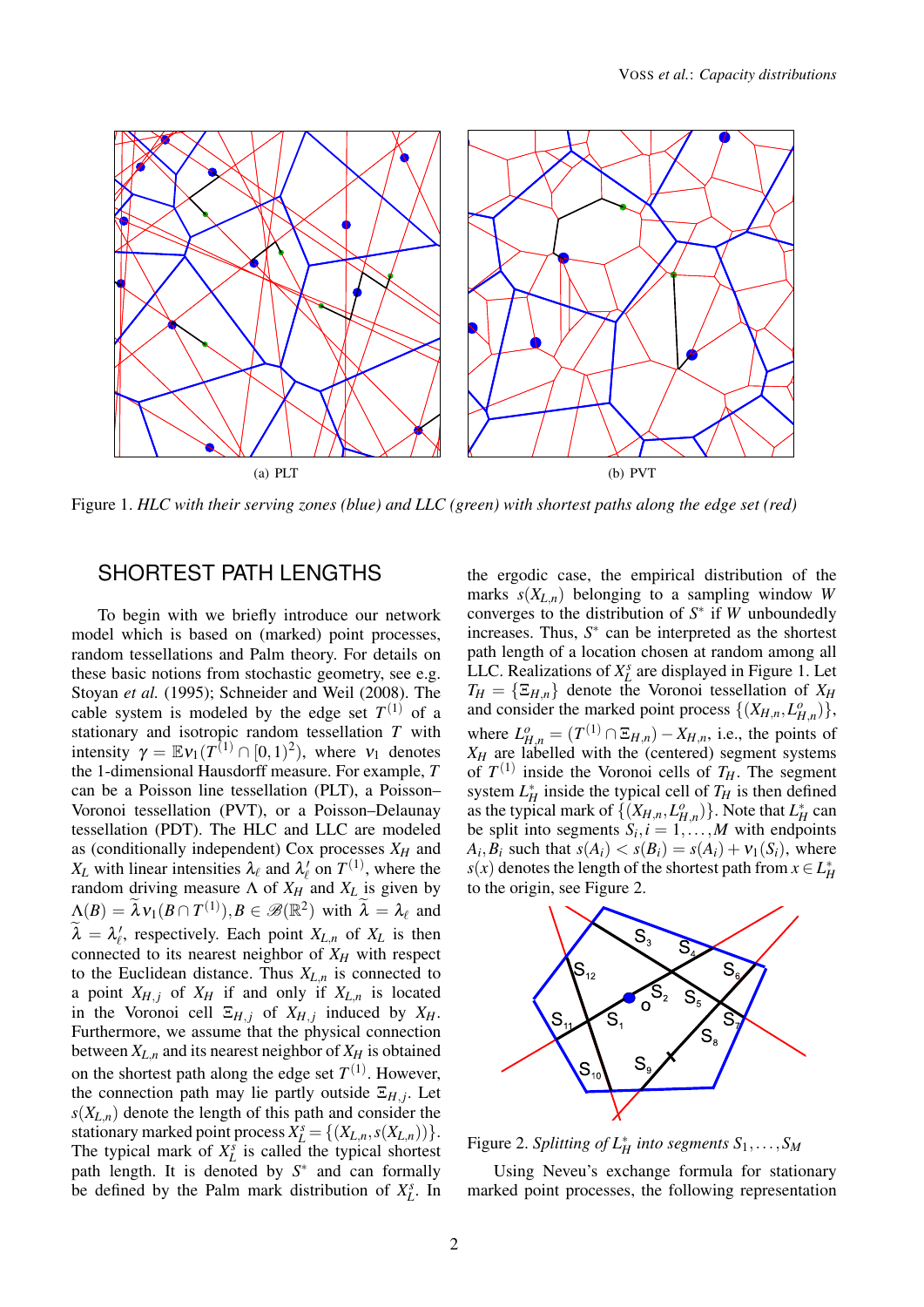(a) PLT

(b) PVT

Figure 1. *HLC with their serving zones (blue) and LLC (green) with shortest paths along the edge set (red)*

## SHORTEST PATH LENGTHS

To begin with we briefly introduce our network model which is based on (marked) point processes, random tessellations and Palm theory. For details on these basic notions from stochastic geometry, see e.g. Stoyan *et al.* (1995); Schneider and Weil (2008). The cable system is modeled by the edge set $T^{(1)}$ of a stationary and isotropic random tessellation $T$ with intensity $\gamma = \mathbb{E}\nu_1(T^{(1)} \cap [0,1)^2)$, where $\nu_1$ denotes the 1-dimensional Hausdorff measure. For example, $T$ can be a Poisson line tessellation (PLT), a Poisson–Voronoi tessellation (PVT), or a Poisson–Delaunay tessellation (PDT). The HLC and LLC are modeled as (conditionally independent) Cox processes $X_H$ and $X_L$ with linear intensities $\lambda_\ell$ and $\lambda'_\ell$ on $T^{(1)}$, where the random driving measure $\Lambda$ of $X_H$ and $X_L$ is given by $\Lambda(B) = \widetilde{\lambda}\nu_1(B \cap T^{(1)}), B \in \mathscr{B}(\mathbb{R}^2)$ with $\widetilde{\lambda} = \lambda_\ell$ and $\widetilde{\lambda} = \lambda'_\ell$, respectively. Each point $X_{L,n}$ of $X_L$ is then connected to its nearest neighbor of $X_H$ with respect to the Euclidean distance. Thus $X_{L,n}$ is connected to a point $X_{H,j}$ of $X_H$ if and only if $X_{L,n}$ is located in the Voronoi cell $\Xi_{H,j}$ of $X_{H,j}$ induced by $X_H$. Furthermore, we assume that the physical connection between $X_{L,n}$ and its nearest neighbor of $X_H$ is obtained on the shortest path along the edge set $T^{(1)}$. However, the connection path may lie partly outside $\Xi_{H,j}$. Let $s(X_{L,n})$ denote the length of this path and consider the stationary marked point process $X_L^s = \{(X_{L,n}, s(X_{L,n}))\}$. The typical mark of $X_L^s$ is called the typical shortest path length. It is denoted by $S^*$ and can formally be defined by the Palm mark distribution of $X_L^s$. In the ergodic case, the empirical distribution of the marks $s(X_{L,n})$ belonging to a sampling window $W$ converges to the distribution of $S^*$ if $W$ unboundedly increases. Thus, $S^*$ can be interpreted as the shortest path length of a location chosen at random among all LLC. Realizations of $X_L^s$ are displayed in Figure 1. Let $T_H = \{\Xi_{H,n}\}$ denote the Voronoi tessellation of $X_H$ and consider the marked point process $\{(X_{H,n}, L^o_{H,n})\}$, where $L^o_{H,n} = (T^{(1)} \cap \Xi_{H,n}) - X_{H,n}$, i.e., the points of $X_H$ are labelled with the (centered) segment systems of $T^{(1)}$ inside the Voronoi cells of $T_H$. The segment system $L^*_H$ inside the typical cell of $T_H$ is then defined as the typical mark of $\{(X_{H,n}, L^o_{H,n})\}$. Note that $L^*_H$ can be split into segments $S_i, i = 1,\ldots,M$ with endpoints $A_i, B_i$ such that $s(A_i) < s(B_i) = s(A_i) + \nu_1(S_i)$, where $s(x)$ denotes the length of the shortest path from $x \in L^*_H$ to the origin, see Figure 2.

Figure 2. *Splitting of $L^*_H$ into segments $S_1,\ldots,S_M$*

Using Neveu's exchange formula for stationary marked point processes, the following representation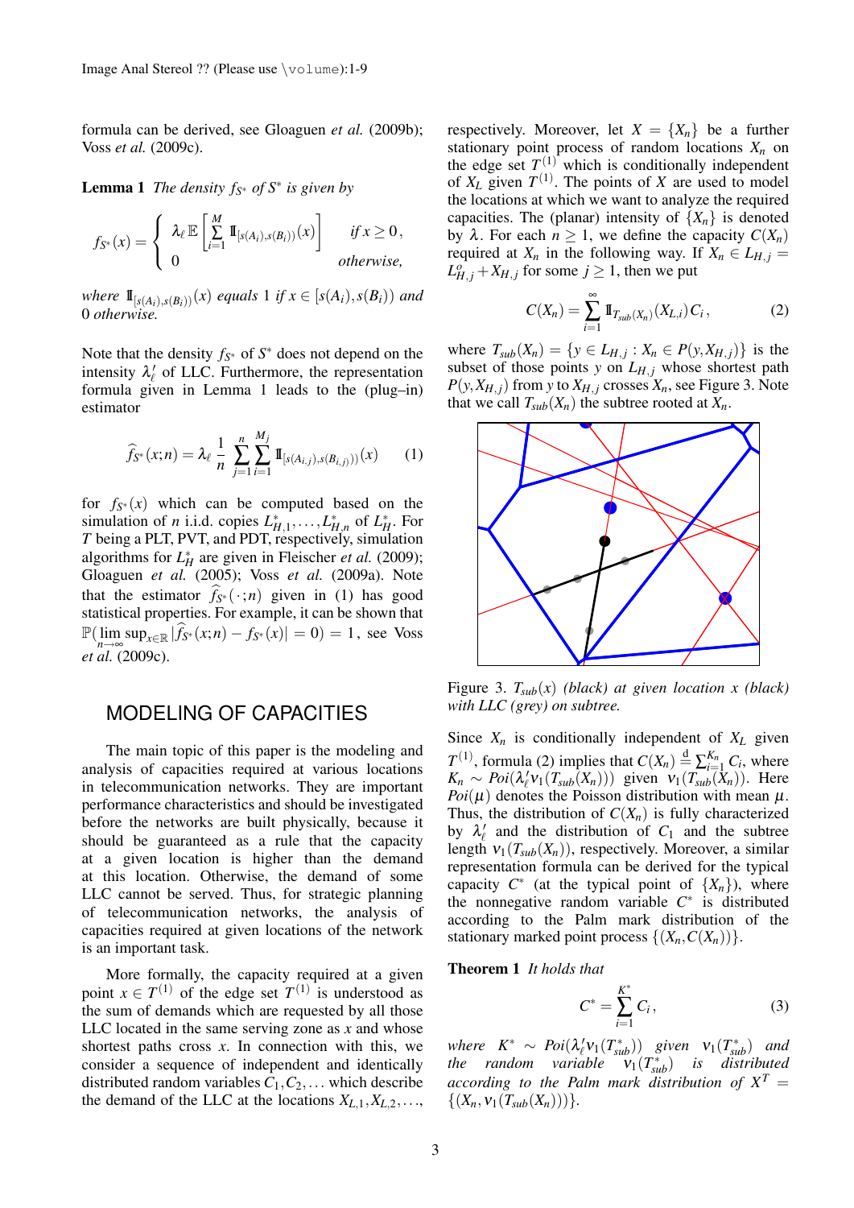formula can be derived, see Gloaguen *et al.* (2009b); Voss *et al.* (2009c).

**Lemma 1** *The density $f_{S^*}$ of $S^*$ is given by*

$$f_{S^*}(x) = \begin{cases} \lambda_\ell \, \mathbb{E}\left[\sum_{i=1}^{M} \mathbb{I}_{[s(A_i),s(B_i))}(x)\right] & \text{if } x \geq 0\,, \\ 0 & \text{otherwise,} \end{cases}$$

*where $\mathbb{I}_{[s(A_i),s(B_i))}(x)$ equals 1 if $x \in [s(A_i), s(B_i))$ and 0 otherwise.*

Note that the density $f_{S^*}$ of $S^*$ does not depend on the intensity $\lambda_\ell'$ of LLC. Furthermore, the representation formula given in Lemma 1 leads to the (plug–in) estimator

$$\widehat{f}_{S^*}(x;n) = \lambda_\ell \, \frac{1}{n} \sum_{j=1}^{n} \sum_{i=1}^{M_j} \mathbb{I}_{[s(A_{i,j}),s(B_{i,j}))}(x) \qquad (1)$$

for $f_{S^*}(x)$ which can be computed based on the simulation of $n$ i.i.d. copies $L^*_{H,1}, \ldots, L^*_{H,n}$ of $L^*_H$. For $T$ being a PLT, PVT, and PDT, respectively, simulation algorithms for $L^*_H$ are given in Fleischer *et al.* (2009); Gloaguen *et al.* (2005); Voss *et al.* (2009a). Note that the estimator $\widehat{f}_{S^*}(\cdot;n)$ given in (1) has good statistical properties. For example, it can be shown that $\mathbb{P}(\lim_{n\to\infty} \sup_{x\in\mathbb{R}} |\widehat{f}_{S^*}(x;n) - f_{S^*}(x)| = 0) = 1$, see Voss *et al.* (2009c).

## MODELING OF CAPACITIES

The main topic of this paper is the modeling and analysis of capacities required at various locations in telecommunication networks. They are important performance characteristics and should be investigated before the networks are built physically, because it should be guaranteed as a rule that the capacity at a given location is higher than the demand at this location. Otherwise, the demand of some LLC cannot be served. Thus, for strategic planning of telecommunication networks, the analysis of capacities required at given locations of the network is an important task.

More formally, the capacity required at a given point $x \in T^{(1)}$ of the edge set $T^{(1)}$ is understood as the sum of demands which are requested by all those LLC located in the same serving zone as $x$ and whose shortest paths cross $x$. In connection with this, we consider a sequence of independent and identically distributed random variables $C_1, C_2, \ldots$ which describe the demand of the LLC at the locations $X_{L,1}, X_{L,2}, \ldots$, respectively. Moreover, let $X = \{X_n\}$ be a further stationary point process of random locations $X_n$ on the edge set $T^{(1)}$ which is conditionally independent of $X_L$ given $T^{(1)}$. The points of $X$ are used to model the locations at which we want to analyze the required capacities. The (planar) intensity of $\{X_n\}$ is denoted by $\lambda$. For each $n \geq 1$, we define the capacity $C(X_n)$ required at $X_n$ in the following way. If $X_n \in L_{H,j} = L^o_{H,j} + X_{H,j}$ for some $j \geq 1$, then we put

$$C(X_n) = \sum_{i=1}^{\infty} \mathbb{I}_{T_{sub}(X_n)}(X_{L,i})\, C_i\,, \qquad (2)$$

where $T_{sub}(X_n) = \{y \in L_{H,j} : X_n \in P(y, X_{H,j})\}$ is the subset of those points $y$ on $L_{H,j}$ whose shortest path $P(y, X_{H,j})$ from $y$ to $X_{H,j}$ crosses $X_n$, see Figure 3. Note that we call $T_{sub}(X_n)$ the subtree rooted at $X_n$.

Figure 3. *$T_{sub}(x)$ (black) at given location $x$ (black) with LLC (grey) on subtree.*

Since $X_n$ is conditionally independent of $X_L$ given $T^{(1)}$, formula (2) implies that $C(X_n) \stackrel{d}{=} \sum_{i=1}^{K_n} C_i$, where $K_n \sim Poi(\lambda_\ell' \nu_1(T_{sub}(X_n)))$ given $\nu_1(T_{sub}(X_n))$. Here $Poi(\mu)$ denotes the Poisson distribution with mean $\mu$. Thus, the distribution of $C(X_n)$ is fully characterized by $\lambda_\ell'$ and the distribution of $C_1$ and the subtree length $\nu_1(T_{sub}(X_n))$, respectively. Moreover, a similar representation formula can be derived for the typical capacity $C^*$ (at the typical point of $\{X_n\}$), where the nonnegative random variable $C^*$ is distributed according to the Palm mark distribution of the stationary marked point process $\{(X_n, C(X_n))\}$.

**Theorem 1** *It holds that*

$$C^* = \sum_{i=1}^{K^*} C_i\,, \qquad (3)$$

*where $K^* \sim Poi(\lambda_\ell' \nu_1(T^*_{sub}))$ given $\nu_1(T^*_{sub})$ and the random variable $\nu_1(T^*_{sub})$ is distributed according to the Palm mark distribution of $X^T = \{(X_n, \nu_1(T_{sub}(X_n)))\}$.*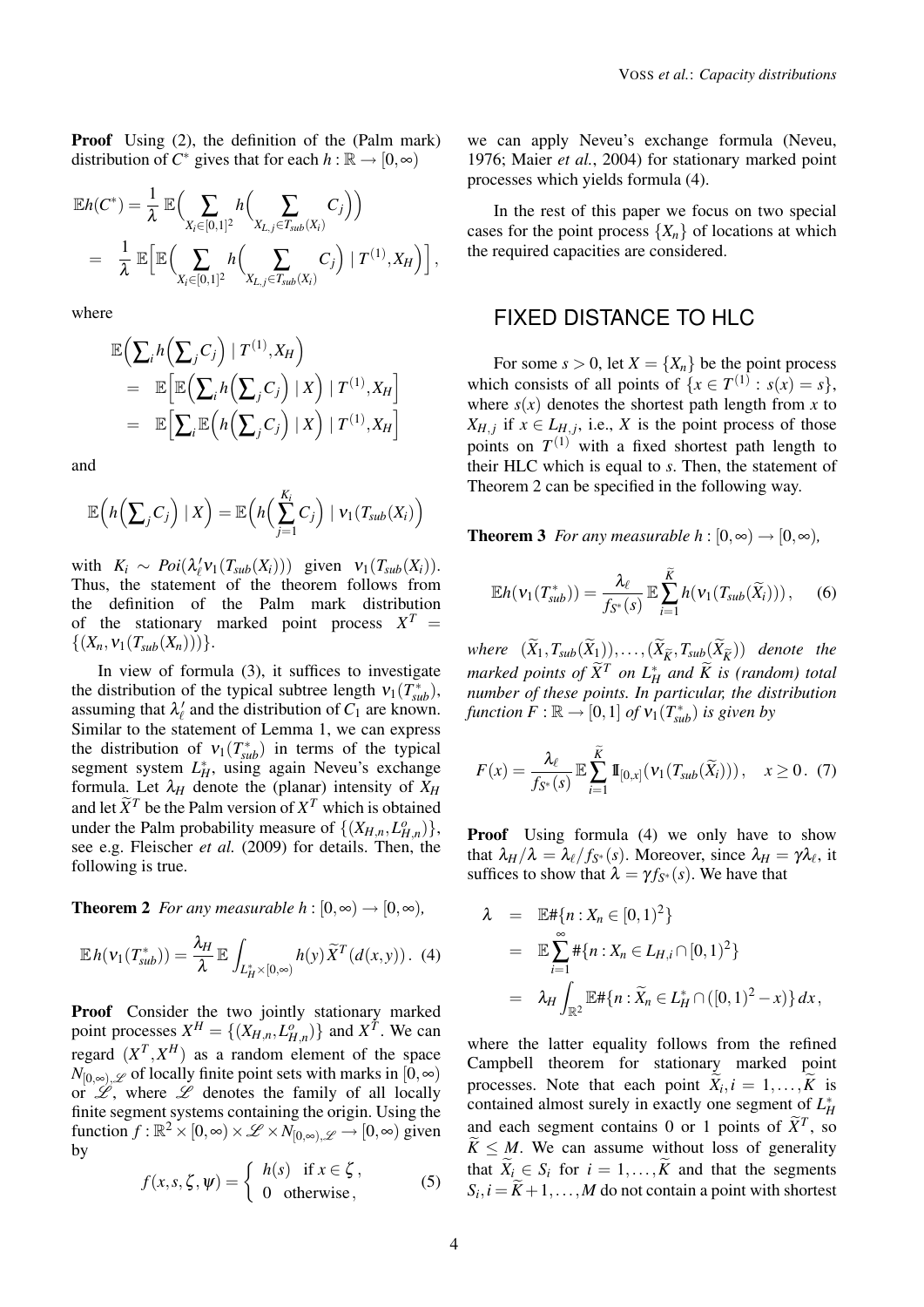**Proof** Using (2), the definition of the (Palm mark) distribution of $C^*$ gives that for each $h : \mathbb{R} \to [0,\infty)$

$$
\begin{aligned}
\mathbb{E}h(C^*) &= \frac{1}{\lambda}\, \mathbb{E}\Big( \sum_{X_i \in [0,1]^2} h\Big( \sum_{X_{L,j} \in T_{sub}(X_i)} C_j \Big)\Big) \\
&= \frac{1}{\lambda}\, \mathbb{E}\Big[ \mathbb{E}\Big( \sum_{X_i \in [0,1]^2} h\Big( \sum_{X_{L,j} \in T_{sub}(X_i)} C_j \Big) \mid T^{(1)}, X_H \Big)\Big],
\end{aligned}
$$

where

$$
\begin{aligned}
&\mathbb{E}\Big( \sum\nolimits_i h\Big( \sum\nolimits_j C_j \Big) \mid T^{(1)}, X_H \Big) \\
&= \mathbb{E}\Big[ \mathbb{E}\Big( \sum\nolimits_i h\Big( \sum\nolimits_j C_j \Big) \mid X \Big) \mid T^{(1)}, X_H \Big] \\
&= \mathbb{E}\Big[ \sum\nolimits_i \mathbb{E}\Big( h\Big( \sum\nolimits_j C_j \Big) \mid X \Big) \mid T^{(1)}, X_H \Big]
\end{aligned}
$$

and

$$
\mathbb{E}\Big( h\Big( \sum\nolimits_j C_j \Big) \mid X \Big) = \mathbb{E}\Big( h\Big( \sum_{j=1}^{K_i} C_j \Big) \mid \nu_1(T_{sub}(X_i)) \Big)
$$

with $K_i \sim Poi(\lambda'_\ell \nu_1(T_{sub}(X_i)))$ given $\nu_1(T_{sub}(X_i))$. Thus, the statement of the theorem follows from the definition of the Palm mark distribution of the stationary marked point process $X^T = \{(X_n, \nu_1(T_{sub}(X_n)))\}$.

In view of formula (3), it suffices to investigate the distribution of the typical subtree length $\nu_1(T^*_{sub})$, assuming that $\lambda'_\ell$ and the distribution of $C_1$ are known. Similar to the statement of Lemma 1, we can express the distribution of $\nu_1(T^*_{sub})$ in terms of the typical segment system $L^*_H$, using again Neveu's exchange formula. Let $\lambda_H$ denote the (planar) intensity of $X_H$ and let $\widetilde{X}^T$ be the Palm version of $X^T$ which is obtained under the Palm probability measure of $\{(X_{H,n}, L^o_{H,n})\}$, see e.g. Fleischer *et al.* (2009) for details. Then, the following is true.

**Theorem 2** *For any measurable $h : [0,\infty) \to [0,\infty)$,*

$$
\mathbb{E}\, h(\nu_1(T^*_{sub})) = \frac{\lambda_H}{\lambda}\, \mathbb{E} \int_{L^*_H \times [0,\infty)} h(y)\, \widetilde{X}^T(d(x,y))\,. \quad (4)
$$

**Proof** Consider the two jointly stationary marked point processes $X^H = \{(X_{H,n}, L^o_{H,n})\}$ and $X^T$. We can regard $(X^T, X^H)$ as a random element of the space $N_{[0,\infty),\mathscr{L}}$ of locally finite point sets with marks in $[0,\infty)$ or $\mathscr{L}$, where $\mathscr{L}$ denotes the family of all locally finite segment systems containing the origin. Using the function $f : \mathbb{R}^2 \times [0,\infty) \times \mathscr{L} \times N_{[0,\infty),\mathscr{L}} \to [0,\infty)$ given by

$$
f(x,s,\zeta,\psi) = \begin{cases} h(s) & \text{if } x \in \zeta\,, \\ 0 & \text{otherwise}\,, \end{cases} \quad (5)
$$

we can apply Neveu's exchange formula (Neveu, 1976; Maier *et al.*, 2004) for stationary marked point processes which yields formula (4).

In the rest of this paper we focus on two special cases for the point process $\{X_n\}$ of locations at which the required capacities are considered.

## FIXED DISTANCE TO HLC

For some $s > 0$, let $X = \{X_n\}$ be the point process which consists of all points of $\{x \in T^{(1)} : s(x) = s\}$, where $s(x)$ denotes the shortest path length from $x$ to $X_{H,j}$ if $x \in L_{H,j}$, i.e., $X$ is the point process of those points on $T^{(1)}$ with a fixed shortest path length to their HLC which is equal to $s$. Then, the statement of Theorem 2 can be specified in the following way.

**Theorem 3** *For any measurable $h : [0,\infty) \to [0,\infty)$,*

$$
\mathbb{E}h(\nu_1(T^*_{sub})) = \frac{\lambda_\ell}{f_{S^*}(s)}\, \mathbb{E} \sum_{i=1}^{\widetilde{K}} h(\nu_1(T_{sub}(\widetilde{X}_i)))\,, \quad (6)
$$

*where $(\widetilde{X}_1, T_{sub}(\widetilde{X}_1)), \ldots, (\widetilde{X}_{\widetilde{K}}, T_{sub}(\widetilde{X}_{\widetilde{K}}))$ denote the marked points of $\widetilde{X}^T$ on $L^*_H$ and $\widetilde{K}$ is (random) total number of these points. In particular, the distribution function $F : \mathbb{R} \to [0,1]$ of $\nu_1(T^*_{sub})$ is given by*

$$
F(x) = \frac{\lambda_\ell}{f_{S^*}(s)}\, \mathbb{E} \sum_{i=1}^{\widetilde{K}} \mathbb{I}_{[0,x]}(\nu_1(T_{sub}(\widetilde{X}_i)))\,, \quad x \geq 0\,. \quad (7)
$$

**Proof** Using formula (4) we only have to show that $\lambda_H/\lambda = \lambda_\ell / f_{S^*}(s)$. Moreover, since $\lambda_H = \gamma \lambda_\ell$, it suffices to show that $\lambda = \gamma f_{S^*}(s)$. We have that

$$
\begin{aligned}
\lambda &= \mathbb{E}\#\{n : X_n \in [0,1)^2\} \\
&= \mathbb{E} \sum_{i=1}^{\infty} \#\{n : X_n \in L_{H,i} \cap [0,1)^2\} \\
&= \lambda_H \int_{\mathbb{R}^2} \mathbb{E}\#\{n : \widetilde{X}_n \in L^*_H \cap ([0,1)^2 - x)\}\, dx\,,
\end{aligned}
$$

where the latter equality follows from the refined Campbell theorem for stationary marked point processes. Note that each point $\widetilde{X}_i, i = 1, \ldots, \widetilde{K}$ is contained almost surely in exactly one segment of $L^*_H$ and each segment contains 0 or 1 points of $\widetilde{X}^T$, so $\widetilde{K} \leq M$. We can assume without loss of generality that $\widetilde{X}_i \in S_i$ for $i = 1, \ldots, \widetilde{K}$ and that the segments $S_i, i = \widetilde{K}+1, \ldots, M$ do not contain a point with shortest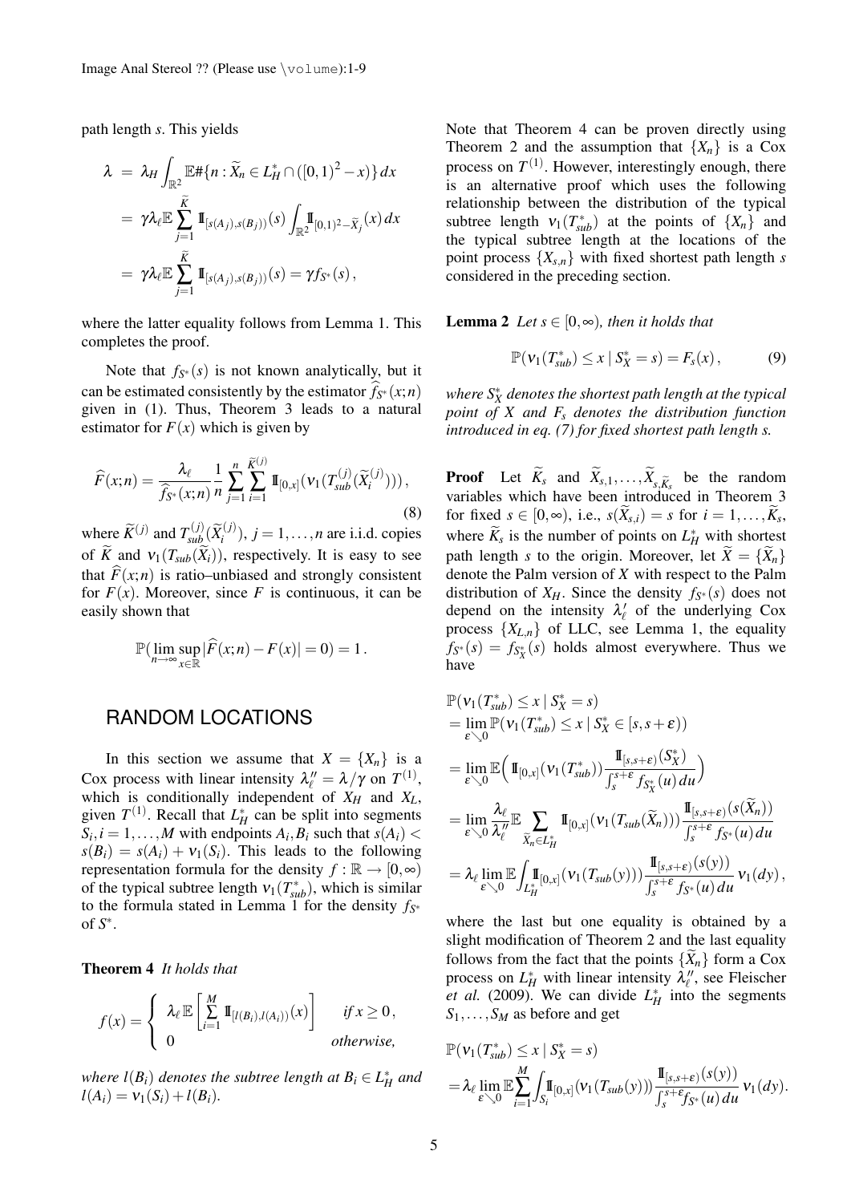path length $s$. This yields

$$
\begin{aligned}
\lambda &= \lambda_H \int_{\mathbb{R}^2} \mathbb{E}\#\{n : \widetilde{X}_n \in L_H^* \cap ([0,1)^2 - x)\}\, dx \\
&= \gamma \lambda_\ell \mathbb{E} \sum_{j=1}^{\widetilde{K}} \mathbb{I}_{[s(A_j), s(B_j))}(s) \int_{\mathbb{R}^2} \mathbb{I}_{[0,1)^2 - \widetilde{X}_j}(x)\, dx \\
&= \gamma \lambda_\ell \mathbb{E} \sum_{j=1}^{\widetilde{K}} \mathbb{I}_{[s(A_j), s(B_j))}(s) = \gamma f_{S^*}(s)\,,
\end{aligned}
$$

where the latter equality follows from Lemma 1. This completes the proof.

Note that $f_{S^*}(s)$ is not known analytically, but it can be estimated consistently by the estimator $\widehat{f}_{S^*}(x;n)$ given in (1). Thus, Theorem 3 leads to a natural estimator for $F(x)$ which is given by

$$
\widehat{F}(x;n) = \frac{\lambda_\ell}{\widehat{f}_{S^*}(x;n)} \frac{1}{n} \sum_{j=1}^{n} \sum_{i=1}^{\widetilde{K}^{(j)}} \mathbb{I}_{[0,x]}(\nu_1(T_{sub}^{(j)}(\widetilde{X}_i^{(j)})))\,, \tag{8}
$$

where $\widetilde{K}^{(j)}$ and $T_{sub}^{(j)}(\widetilde{X}_i^{(j)})$, $j = 1, \ldots, n$ are i.i.d. copies of $\widetilde{K}$ and $\nu_1(T_{sub}(\widetilde{X}_i))$, respectively. It is easy to see that $\widehat{F}(x;n)$ is ratio–unbiased and strongly consistent for $F(x)$. Moreover, since $F$ is continuous, it can be easily shown that

$$
\mathbb{P}(\lim_{n\to\infty} \sup_{x\in\mathbb{R}} |\widehat{F}(x;n) - F(x)| = 0) = 1\,.
$$

# RANDOM LOCATIONS

In this section we assume that $X = \{X_n\}$ is a Cox process with linear intensity $\lambda_\ell'' = \lambda/\gamma$ on $T^{(1)}$, which is conditionally independent of $X_H$ and $X_L$, given $T^{(1)}$. Recall that $L_H^*$ can be split into segments $S_i, i = 1, \ldots, M$ with endpoints $A_i, B_i$ such that $s(A_i) < s(B_i) = s(A_i) + \nu_1(S_i)$. This leads to the following representation formula for the density $f : \mathbb{R} \to [0,\infty)$ of the typical subtree length $\nu_1(T_{sub}^*)$, which is similar to the formula stated in Lemma 1 for the density $f_{S^*}$ of $S^*$.

**Theorem 4** *It holds that*

$$
f(x) = \begin{cases} \lambda_\ell \mathbb{E}\left[\sum\limits_{i=1}^{M} \mathbb{I}_{[l(B_i), l(A_i))}(x)\right] & \text{if } x \geq 0\,, \\ 0 & \text{otherwise,} \end{cases}
$$

*where $l(B_i)$ denotes the subtree length at $B_i \in L_H^*$ and $l(A_i) = \nu_1(S_i) + l(B_i)$.*

Note that Theorem 4 can be proven directly using Theorem 2 and the assumption that $\{X_n\}$ is a Cox process on $T^{(1)}$. However, interestingly enough, there is an alternative proof which uses the following relationship between the distribution of the typical subtree length $\nu_1(T_{sub}^*)$ at the points of $\{X_n\}$ and the typical subtree length at the locations of the point process $\{X_{s,n}\}$ with fixed shortest path length $s$ considered in the preceding section.

**Lemma 2** *Let $s \in [0,\infty)$, then it holds that*

$$
\mathbb{P}(\nu_1(T_{sub}^*) \leq x \mid S_X^* = s) = F_s(x)\,, \tag{9}
$$

*where $S_X^*$ denotes the shortest path length at the typical point of $X$ and $F_s$ denotes the distribution function introduced in eq. (7) for fixed shortest path length $s$.*

**Proof** Let $\widetilde{K}_s$ and $\widetilde{X}_{s,1}, \ldots, \widetilde{X}_{s,\widetilde{K}_s}$ be the random variables which have been introduced in Theorem 3 for fixed $s \in [0,\infty)$, i.e., $s(\widetilde{X}_{s,i}) = s$ for $i = 1, \ldots, \widetilde{K}_s$, where $\widetilde{K}_s$ is the number of points on $L_H^*$ with shortest path length $s$ to the origin. Moreover, let $\widetilde{X} = \{\widetilde{X}_n\}$ denote the Palm version of $X$ with respect to the Palm distribution of $X_H$. Since the density $f_{S^*}(s)$ does not depend on the intensity $\lambda_\ell'$ of the underlying Cox process $\{X_{L,n}\}$ of LLC, see Lemma 1, the equality $f_{S^*}(s) = f_{S_X^*}(s)$ holds almost everywhere. Thus we have

$$
\begin{aligned}
&\mathbb{P}(\nu_1(T_{sub}^*) \leq x \mid S_X^* = s) \\
&= \lim_{\varepsilon \searrow 0} \mathbb{P}(\nu_1(T_{sub}^*) \leq x \mid S_X^* \in [s, s+\varepsilon)) \\
&= \lim_{\varepsilon \searrow 0} \mathbb{E}\Big( \mathbb{I}_{[0,x]}(\nu_1(T_{sub}^*)) \frac{\mathbb{I}_{[s,s+\varepsilon)}(S_X^*)}{\int_s^{s+\varepsilon} f_{S_X^*}(u)\, du} \Big) \\
&= \lim_{\varepsilon \searrow 0} \frac{\lambda_\ell}{\lambda_\ell''} \mathbb{E} \sum_{\widetilde{X}_n \in L_H^*} \mathbb{I}_{[0,x]}(\nu_1(T_{sub}(\widetilde{X}_n))) \frac{\mathbb{I}_{[s,s+\varepsilon)}(s(\widetilde{X}_n))}{\int_s^{s+\varepsilon} f_{S^*}(u)\, du} \\
&= \lambda_\ell \lim_{\varepsilon \searrow 0} \mathbb{E} \int_{L_H^*} \mathbb{I}_{[0,x]}(\nu_1(T_{sub}(y))) \frac{\mathbb{I}_{[s,s+\varepsilon)}(s(y))}{\int_s^{s+\varepsilon} f_{S^*}(u)\, du}\, \nu_1(dy)\,,
\end{aligned}
$$

where the last but one equality is obtained by a slight modification of Theorem 2 and the last equality follows from the fact that the points $\{\widetilde{X}_n\}$ form a Cox process on $L_H^*$ with linear intensity $\lambda_\ell''$, see Fleischer *et al.* (2009). We can divide $L_H^*$ into the segments $S_1, \ldots, S_M$ as before and get

$$
\begin{aligned}
&\mathbb{P}(\nu_1(T_{sub}^*) \leq x \mid S_X^* = s) \\
&= \lambda_\ell \lim_{\varepsilon \searrow 0} \mathbb{E} \sum_{i=1}^{M} \int_{S_i} \mathbb{I}_{[0,x]}(\nu_1(T_{sub}(y))) \frac{\mathbb{I}_{[s,s+\varepsilon)}(s(y))}{\int_s^{s+\varepsilon} f_{S^*}(u)\, du}\, \nu_1(dy).
\end{aligned}
$$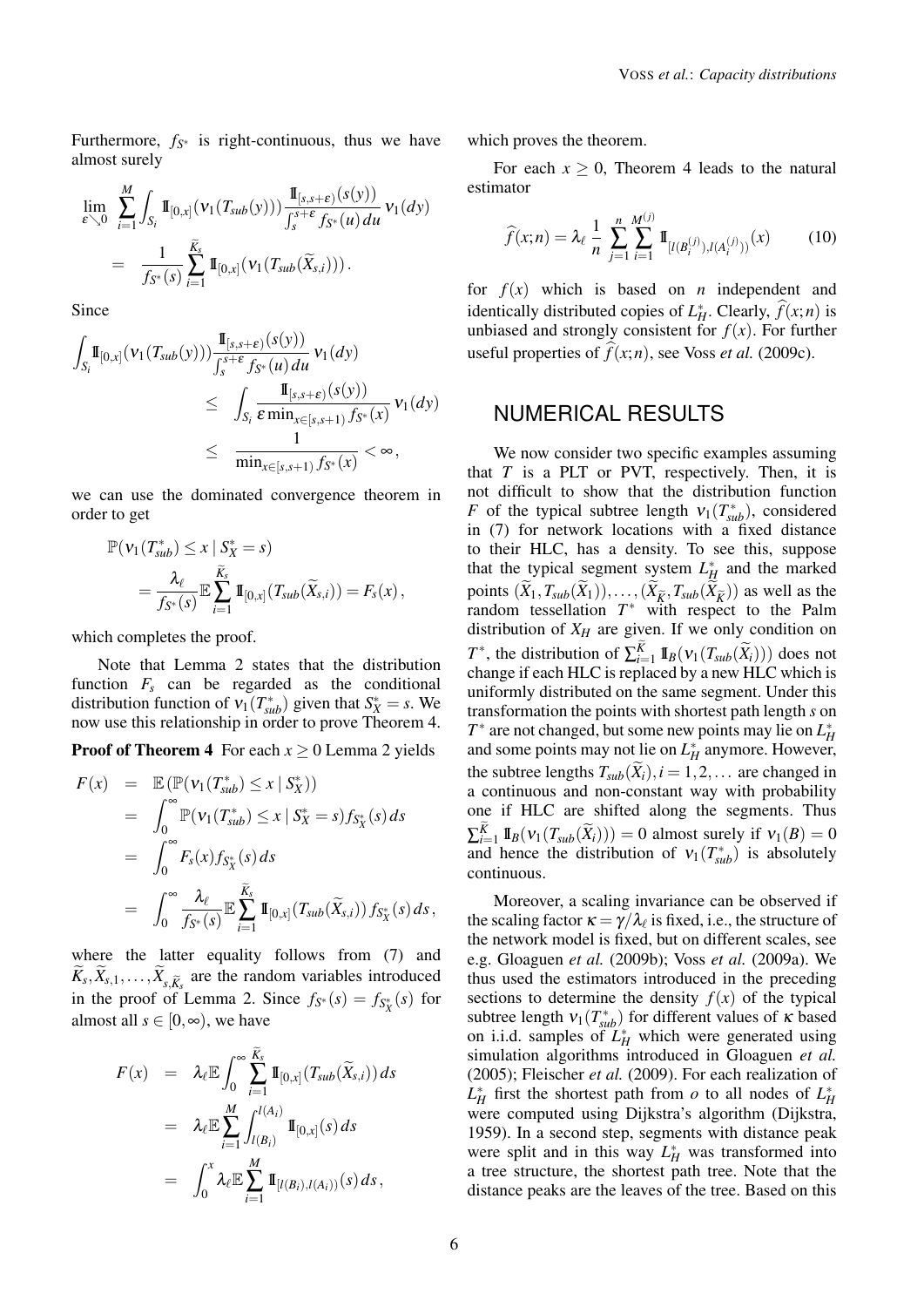Furthermore, $f_{S^*}$ is right-continuous, thus we have almost surely

$$
\lim_{\varepsilon \searrow 0} \sum_{i=1}^{M} \int_{S_i} \mathbb{I}_{[0,x]}(\nu_1(T_{sub}(y))) \frac{\mathbb{I}_{[s,s+\varepsilon)}(s(y))}{\int_s^{s+\varepsilon} f_{S^*}(u)\,du} \nu_1(dy) = \frac{1}{f_{S^*}(s)} \sum_{i=1}^{\widetilde{K}_s} \mathbb{I}_{[0,x]}(\nu_1(T_{sub}(\widetilde{X}_{s,i}))).
$$

Since

$$
\begin{aligned}
\int_{S_i} \mathbb{I}_{[0,x]}(\nu_1(T_{sub}(y))) \frac{\mathbb{I}_{[s,s+\varepsilon)}(s(y))}{\int_s^{s+\varepsilon} f_{S^*}(u)\,du} \nu_1(dy) &\leq \int_{S_i} \frac{\mathbb{I}_{[s,s+\varepsilon)}(s(y))}{\varepsilon \min_{x\in[s,s+1)} f_{S^*}(x)} \nu_1(dy) \\
&\leq \frac{1}{\min_{x\in[s,s+1)} f_{S^*}(x)} < \infty,
\end{aligned}
$$

we can use the dominated convergence theorem in order to get

$$
\begin{aligned}
&\mathbb{P}(\nu_1(T^*_{sub}) \leq x \mid S^*_X = s) \\
&= \frac{\lambda_\ell}{f_{S^*}(s)} \mathbb{E} \sum_{i=1}^{\widetilde{K}_s} \mathbb{I}_{[0,x]}(T_{sub}(\widetilde{X}_{s,i})) = F_s(x),
\end{aligned}
$$

which completes the proof.

Note that Lemma 2 states that the distribution function $F_s$ can be regarded as the conditional distribution function of $\nu_1(T^*_{sub})$ given that $S^*_X = s$. We now use this relationship in order to prove Theorem 4.

**Proof of Theorem 4** For each $x \geq 0$ Lemma 2 yields

$$
\begin{aligned}
F(x) &= \mathbb{E}(\mathbb{P}(\nu_1(T^*_{sub}) \leq x \mid S^*_X)) \\
&= \int_0^\infty \mathbb{P}(\nu_1(T^*_{sub}) \leq x \mid S^*_X = s) f_{S^*_X}(s)\,ds \\
&= \int_0^\infty F_s(x) f_{S^*_X}(s)\,ds \\
&= \int_0^\infty \frac{\lambda_\ell}{f_{S^*}(s)} \mathbb{E} \sum_{i=1}^{\widetilde{K}_s} \mathbb{I}_{[0,x]}(T_{sub}(\widetilde{X}_{s,i}))\, f_{S^*_X}(s)\,ds,
\end{aligned}
$$

where the latter equality follows from (7) and $\widetilde{K}_s, \widetilde{X}_{s,1}, \ldots, \widetilde{X}_{s,\widetilde{K}_s}$ are the random variables introduced in the proof of Lemma 2. Since $f_{S^*}(s) = f_{S^*_X}(s)$ for almost all $s \in [0,\infty)$, we have

$$
\begin{aligned}
F(x) &= \lambda_\ell \mathbb{E} \int_0^\infty \sum_{i=1}^{\widetilde{K}_s} \mathbb{I}_{[0,x]}(T_{sub}(\widetilde{X}_{s,i}))\,ds \\
&= \lambda_\ell \mathbb{E} \sum_{i=1}^{M} \int_{l(B_i)}^{l(A_i)} \mathbb{I}_{[0,x]}(s)\,ds \\
&= \int_0^x \lambda_\ell \mathbb{E} \sum_{i=1}^{M} \mathbb{I}_{[l(B_i),l(A_i))}(s)\,ds,
\end{aligned}
$$

which proves the theorem.

For each $x \geq 0$, Theorem 4 leads to the natural estimator

$$
\widehat{f}(x;n) = \lambda_\ell \frac{1}{n} \sum_{j=1}^{n} \sum_{i=1}^{M^{(j)}} \mathbb{I}_{[l(B_i^{(j)}),l(A_i^{(j)}))}(x) \qquad (10)
$$

for $f(x)$ which is based on $n$ independent and identically distributed copies of $L^*_H$. Clearly, $\widehat{f}(x;n)$ is unbiased and strongly consistent for $f(x)$. For further useful properties of $\widehat{f}(x;n)$, see Voss *et al.* (2009c).

## NUMERICAL RESULTS

We now consider two specific examples assuming that $T$ is a PLT or PVT, respectively. Then, it is not difficult to show that the distribution function $F$ of the typical subtree length $\nu_1(T^*_{sub})$, considered in (7) for network locations with a fixed distance to their HLC, has a density. To see this, suppose that the typical segment system $L^*_H$ and the marked points $(\widetilde{X}_1, T_{sub}(\widetilde{X}_1)), \ldots, (\widetilde{X}_{\widetilde{K}}, T_{sub}(\widetilde{X}_{\widetilde{K}}))$ as well as the random tessellation $T^*$ with respect to the Palm distribution of $X_H$ are given. If we only condition on $T^*$, the distribution of $\sum_{i=1}^{\widetilde{K}} \mathbb{I}_B(\nu_1(T_{sub}(\widetilde{X}_i)))$ does not change if each HLC is replaced by a new HLC which is uniformly distributed on the same segment. Under this transformation the points with shortest path length $s$ on $T^*$ are not changed, but some new points may lie on $L^*_H$ and some points may not lie on $L^*_H$ anymore. However, the subtree lengths $T_{sub}(\widetilde{X}_i), i = 1,2,\ldots$ are changed in a continuous and non-constant way with probability one if HLC are shifted along the segments. Thus $\sum_{i=1}^{\widetilde{K}} \mathbb{I}_B(\nu_1(T_{sub}(\widetilde{X}_i))) = 0$ almost surely if $\nu_1(B) = 0$ and hence the distribution of $\nu_1(T^*_{sub})$ is absolutely continuous.

Moreover, a scaling invariance can be observed if the scaling factor $\kappa = \gamma/\lambda_\ell$ is fixed, i.e., the structure of the network model is fixed, but on different scales, see e.g. Gloaguen *et al.* (2009b); Voss *et al.* (2009a). We thus used the estimators introduced in the preceding sections to determine the density $f(x)$ of the typical subtree length $\nu_1(T^*_{sub})$ for different values of $\kappa$ based on i.i.d. samples of $L^*_H$ which were generated using simulation algorithms introduced in Gloaguen *et al.* (2005); Fleischer *et al.* (2009). For each realization of $L^*_H$ first the shortest path from $o$ to all nodes of $L^*_H$ were computed using Dijkstra's algorithm (Dijkstra, 1959). In a second step, segments with distance peak were split and in this way $L^*_H$ was transformed into a tree structure, the shortest path tree. Note that the distance peaks are the leaves of the tree. Based on this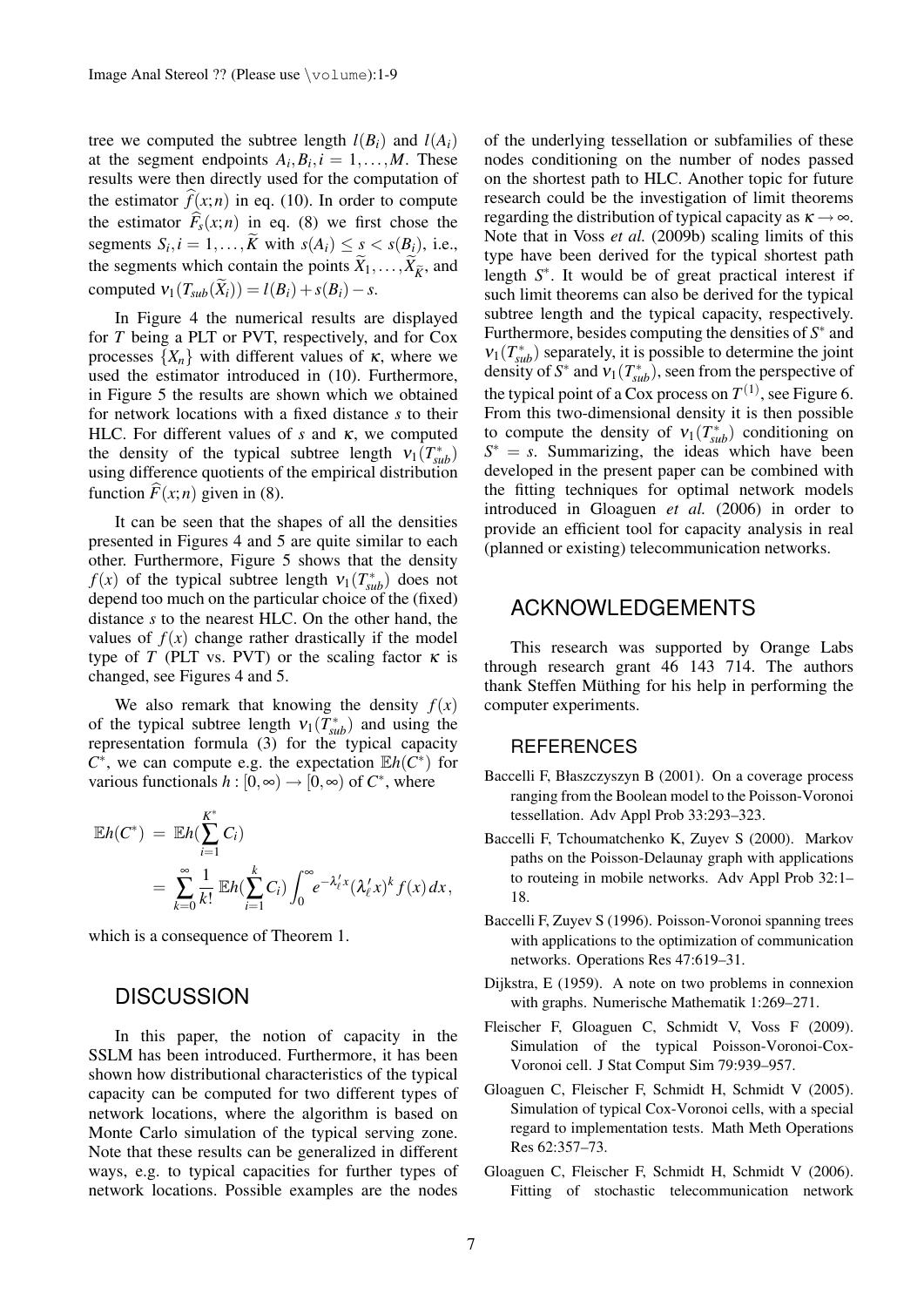tree we computed the subtree length $l(B_i)$ and $l(A_i)$ at the segment endpoints $A_i, B_i, i = 1, \ldots, M$. These results were then directly used for the computation of the estimator $\widehat{f}(x;n)$ in eq. (10). In order to compute the estimator $\widehat{F}_s(x;n)$ in eq. (8) we first chose the segments $S_i, i = 1, \ldots, \widetilde{K}$ with $s(A_i) \leq s < s(B_i)$, i.e., the segments which contain the points $\widetilde{X}_1, \ldots, \widetilde{X}_{\widetilde{K}}$, and computed $\nu_1(T_{sub}(\widetilde{X}_i)) = l(B_i) + s(B_i) - s$.

In Figure 4 the numerical results are displayed for $T$ being a PLT or PVT, respectively, and for Cox processes $\{X_n\}$ with different values of $\kappa$, where we used the estimator introduced in (10). Furthermore, in Figure 5 the results are shown which we obtained for network locations with a fixed distance $s$ to their HLC. For different values of $s$ and $\kappa$, we computed the density of the typical subtree length $\nu_1(T^*_{sub})$ using difference quotients of the empirical distribution function $\widehat{F}(x;n)$ given in (8).

It can be seen that the shapes of all the densities presented in Figures 4 and 5 are quite similar to each other. Furthermore, Figure 5 shows that the density $f(x)$ of the typical subtree length $\nu_1(T^*_{sub})$ does not depend too much on the particular choice of the (fixed) distance $s$ to the nearest HLC. On the other hand, the values of $f(x)$ change rather drastically if the model type of $T$ (PLT vs. PVT) or the scaling factor $\kappa$ is changed, see Figures 4 and 5.

We also remark that knowing the density $f(x)$ of the typical subtree length $\nu_1(T^*_{sub})$ and using the representation formula (3) for the typical capacity $C^*$, we can compute e.g. the expectation $\mathbb{E}h(C^*)$ for various functionals $h : [0,\infty) \to [0,\infty)$ of $C^*$, where

$$\begin{aligned}
\mathbb{E}h(C^*) &= \mathbb{E}h(\sum_{i=1}^{K^*} C_i) \\
&= \sum_{k=0}^{\infty} \frac{1}{k!}\, \mathbb{E}h(\sum_{i=1}^{k} C_i) \int_0^{\infty} e^{-\lambda'_\ell x} (\lambda'_\ell x)^k f(x)\, dx\,,
\end{aligned}$$

which is a consequence of Theorem 1.

## DISCUSSION

In this paper, the notion of capacity in the SSLM has been introduced. Furthermore, it has been shown how distributional characteristics of the typical capacity can be computed for two different types of network locations, where the algorithm is based on Monte Carlo simulation of the typical serving zone. Note that these results can be generalized in different ways, e.g. to typical capacities for further types of network locations. Possible examples are the nodes of the underlying tessellation or subfamilies of these nodes conditioning on the number of nodes passed on the shortest path to HLC. Another topic for future research could be the investigation of limit theorems regarding the distribution of typical capacity as $\kappa \to \infty$. Note that in Voss *et al.* (2009b) scaling limits of this type have been derived for the typical shortest path length $S^*$. It would be of great practical interest if such limit theorems can also be derived for the typical subtree length and the typical capacity, respectively. Furthermore, besides computing the densities of $S^*$ and $\nu_1(T^*_{sub})$ separately, it is possible to determine the joint density of $S^*$ and $\nu_1(T^*_{sub})$, seen from the perspective of the typical point of a Cox process on $T^{(1)}$, see Figure 6. From this two-dimensional density it is then possible to compute the density of $\nu_1(T^*_{sub})$ conditioning on $S^* = s$. Summarizing, the ideas which have been developed in the present paper can be combined with the fitting techniques for optimal network models introduced in Gloaguen *et al.* (2006) in order to provide an efficient tool for capacity analysis in real (planned or existing) telecommunication networks.

## ACKNOWLEDGEMENTS

This research was supported by Orange Labs through research grant 46 143 714. The authors thank Steffen Müthing for his help in performing the computer experiments.

### REFERENCES

Baccelli F, Błaszczyszyn B (2001). On a coverage process ranging from the Boolean model to the Poisson-Voronoi tessellation. Adv Appl Prob 33:293–323.

Baccelli F, Tchoumatchenko K, Zuyev S (2000). Markov paths on the Poisson-Delaunay graph with applications to routeing in mobile networks. Adv Appl Prob 32:1–18.

Baccelli F, Zuyev S (1996). Poisson-Voronoi spanning trees with applications to the optimization of communication networks. Operations Res 47:619–31.

Dijkstra, E (1959). A note on two problems in connexion with graphs. Numerische Mathematik 1:269–271.

Fleischer F, Gloaguen C, Schmidt V, Voss F (2009). Simulation of the typical Poisson-Voronoi-Cox-Voronoi cell. J Stat Comput Sim 79:939–957.

Gloaguen C, Fleischer F, Schmidt H, Schmidt V (2005). Simulation of typical Cox-Voronoi cells, with a special regard to implementation tests. Math Meth Operations Res 62:357–73.

Gloaguen C, Fleischer F, Schmidt H, Schmidt V (2006). Fitting of stochastic telecommunication network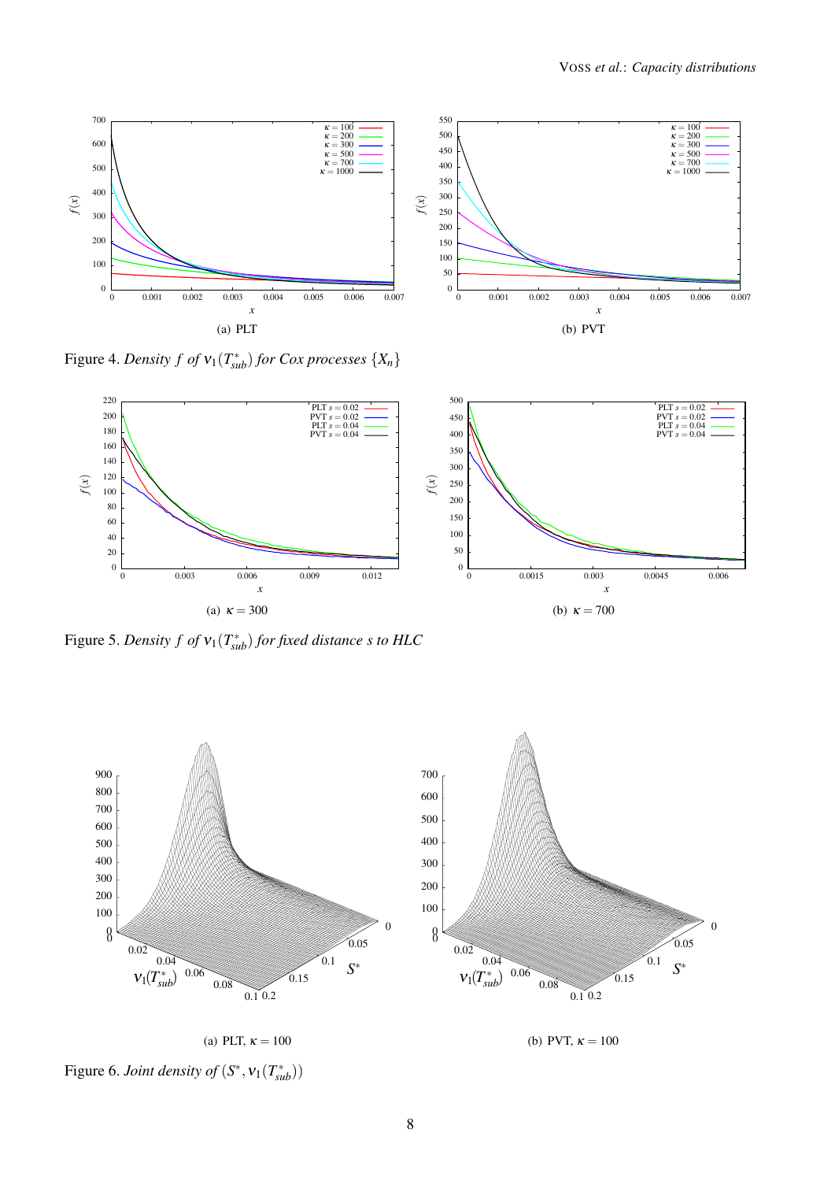(a) PLT

(b) PVT

Figure 4. *Density $f$ of $\nu_1(T^*_{sub})$ for Cox processes $\{X_n\}$*

(a) $\kappa = 300$

(b) $\kappa = 700$

Figure 5. *Density $f$ of $\nu_1(T^*_{sub})$ for fixed distance $s$ to HLC*

(a) PLT, $\kappa = 100$

(b) PVT, $\kappa = 100$

Figure 6. *Joint density of $(S^*, \nu_1(T^*_{sub}))$*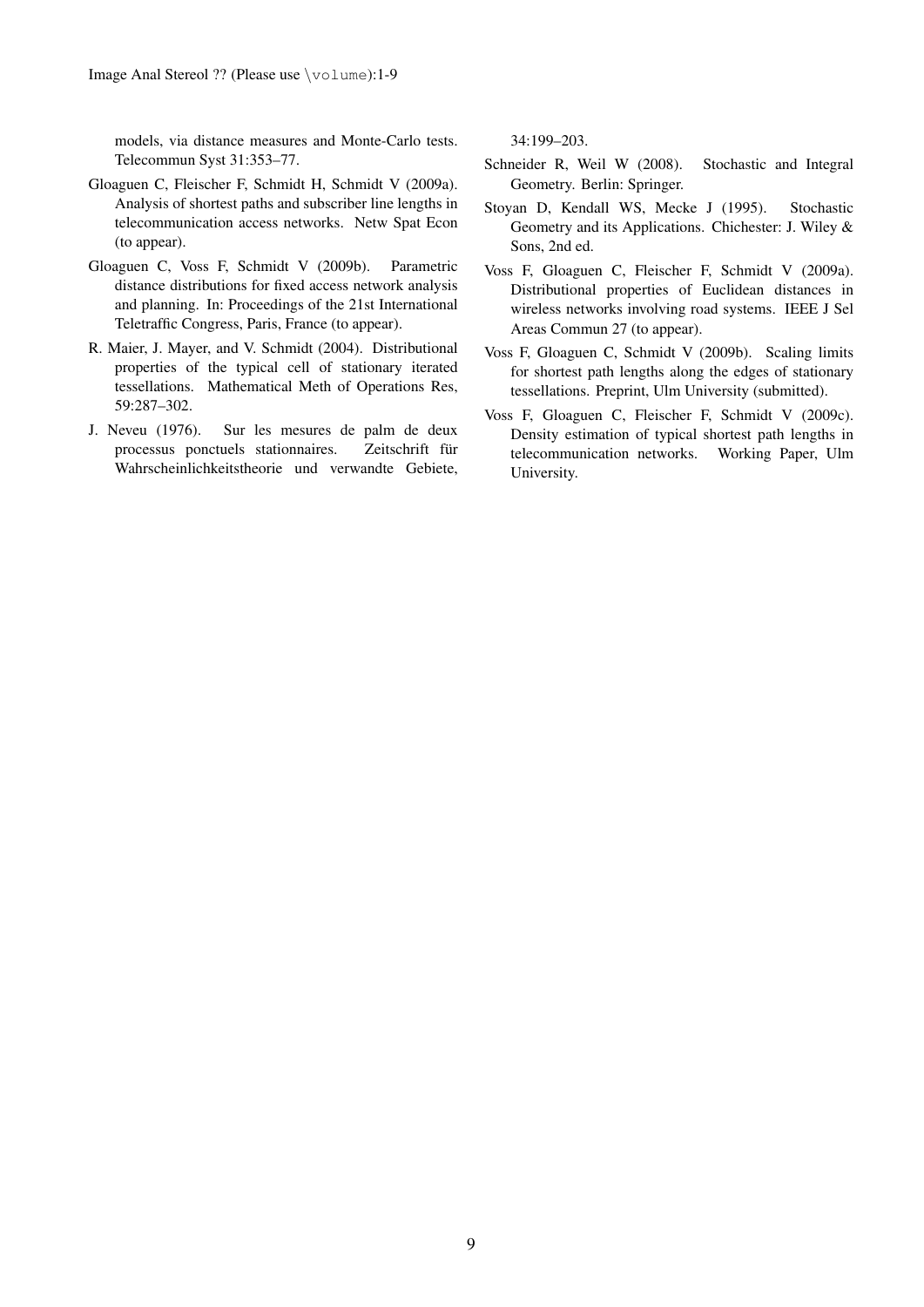models, via distance measures and Monte-Carlo tests. Telecommun Syst 31:353–77.

Gloaguen C, Fleischer F, Schmidt H, Schmidt V (2009a). Analysis of shortest paths and subscriber line lengths in telecommunication access networks. Netw Spat Econ (to appear).

Gloaguen C, Voss F, Schmidt V (2009b). Parametric distance distributions for fixed access network analysis and planning. In: Proceedings of the 21st International Teletraffic Congress, Paris, France (to appear).

R. Maier, J. Mayer, and V. Schmidt (2004). Distributional properties of the typical cell of stationary iterated tessellations. Mathematical Meth of Operations Res, 59:287–302.

J. Neveu (1976). Sur les mesures de palm de deux processus ponctuels stationnaires. Zeitschrift für Wahrscheinlichkeitstheorie und verwandte Gebiete, 34:199–203.

Schneider R, Weil W (2008). Stochastic and Integral Geometry. Berlin: Springer.

Stoyan D, Kendall WS, Mecke J (1995). Stochastic Geometry and its Applications. Chichester: J. Wiley & Sons, 2nd ed.

Voss F, Gloaguen C, Fleischer F, Schmidt V (2009a). Distributional properties of Euclidean distances in wireless networks involving road systems. IEEE J Sel Areas Commun 27 (to appear).

Voss F, Gloaguen C, Schmidt V (2009b). Scaling limits for shortest path lengths along the edges of stationary tessellations. Preprint, Ulm University (submitted).

Voss F, Gloaguen C, Fleischer F, Schmidt V (2009c). Density estimation of typical shortest path lengths in telecommunication networks. Working Paper, Ulm University.